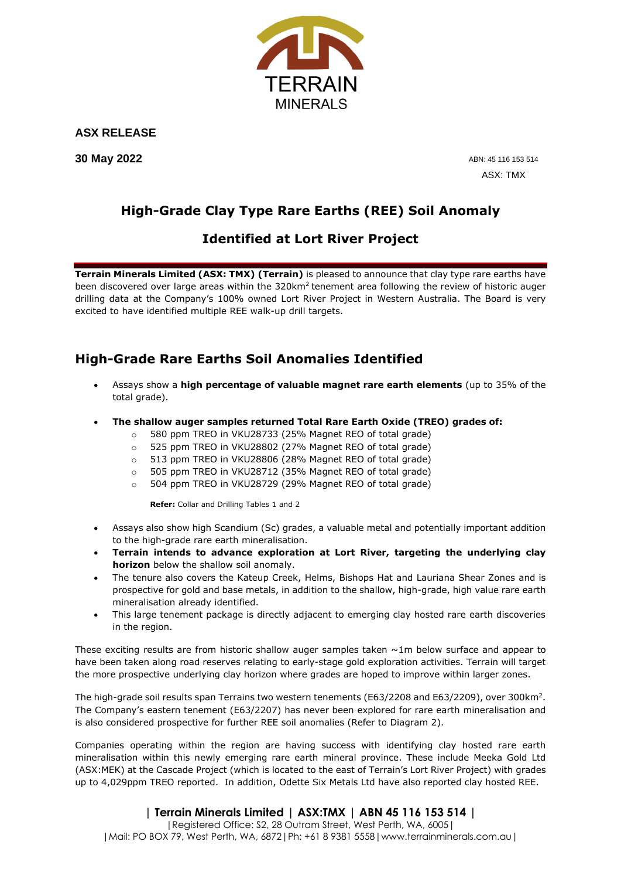**ASX RELEASE**

**30 May 2022**

ABN: 45 116 153 514

ASX: TMX

# High-Grade Clay Type Rare Earths (REE) Soil Anomaly Identified at Lort River Project

**Terrain Minerals Limited (ASX: TMX) (Terrain)** is pleased to announce that clay type rare earths have been discovered over large areas within the 320km$^2$ tenement area following the review of historic auger drilling data at the Company's 100% owned Lort River Project in Western Australia. The Board is very excited to have identified multiple REE walk-up drill targets.

## High-Grade Rare Earths Soil Anomalies Identified

- Assays show a **high percentage of valuable magnet rare earth elements** (up to 35% of the total grade).
- **The shallow auger samples returned Total Rare Earth Oxide (TREO) grades of:**
  - 580 ppm TREO in VKU28733 (25% Magnet REO of total grade)
  - 525 ppm TREO in VKU28802 (27% Magnet REO of total grade)
  - 513 ppm TREO in VKU28806 (28% Magnet REO of total grade)
  - 505 ppm TREO in VKU28712 (35% Magnet REO of total grade)
  - 504 ppm TREO in VKU28729 (29% Magnet REO of total grade)

  **Refer:** Collar and Drilling Tables 1 and 2

- Assays also show high Scandium (Sc) grades, a valuable metal and potentially important addition to the high-grade rare earth mineralisation.
- **Terrain intends to advance exploration at Lort River, targeting the underlying clay horizon** below the shallow soil anomaly.
- The tenure also covers the Kateup Creek, Helms, Bishops Hat and Lauriana Shear Zones and is prospective for gold and base metals, in addition to the shallow, high-grade, high value rare earth mineralisation already identified.
- This large tenement package is directly adjacent to emerging clay hosted rare earth discoveries in the region.

These exciting results are from historic shallow auger samples taken ~1m below surface and appear to have been taken along road reserves relating to early-stage gold exploration activities. Terrain will target the more prospective underlying clay horizon where grades are hoped to improve within larger zones.

The high-grade soil results span Terrains two western tenements (E63/2208 and E63/2209), over 300km$^2$. The Company's eastern tenement (E63/2207) has never been explored for rare earth mineralisation and is also considered prospective for further REE soil anomalies (Refer to Diagram 2).

Companies operating within the region are having success with identifying clay hosted rare earth mineralisation within this newly emerging rare earth mineral province. These include Meeka Gold Ltd (ASX:MEK) at the Cascade Project (which is located to the east of Terrain's Lort River Project) with grades up to 4,029ppm TREO reported. In addition, Odette Six Metals Ltd have also reported clay hosted REE.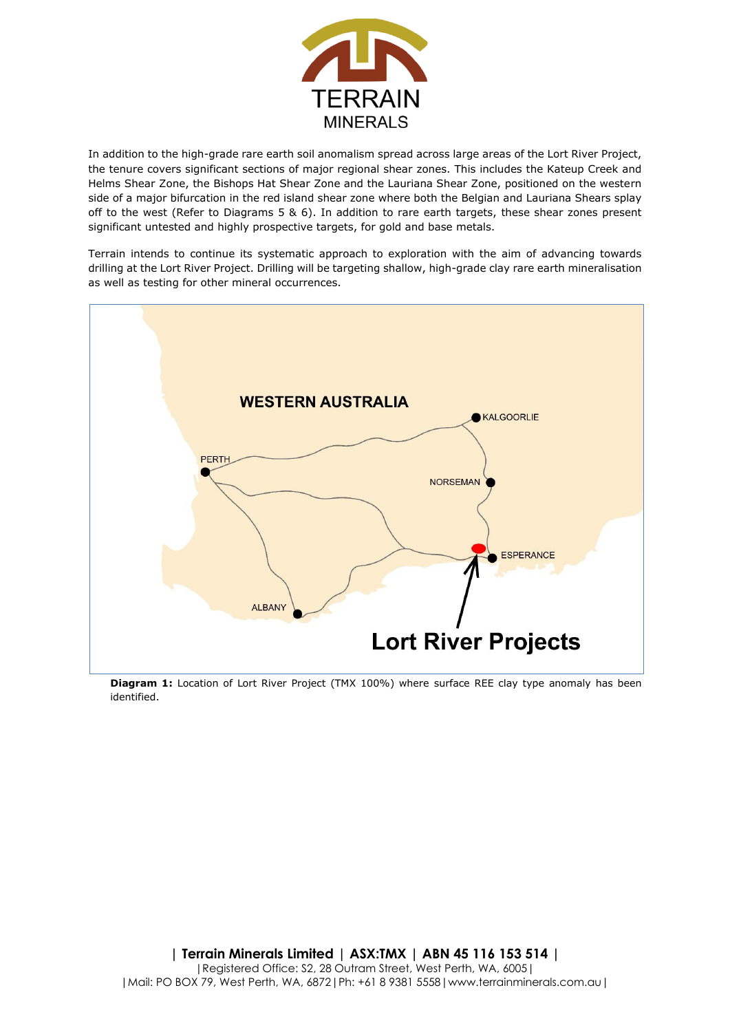In addition to the high-grade rare earth soil anomalism spread across large areas of the Lort River Project, the tenure covers significant sections of major regional shear zones. This includes the Kateup Creek and Helms Shear Zone, the Bishops Hat Shear Zone and the Lauriana Shear Zone, positioned on the western side of a major bifurcation in the red island shear zone where both the Belgian and Lauriana Shears splay off to the west (Refer to Diagrams 5 & 6). In addition to rare earth targets, these shear zones present significant untested and highly prospective targets, for gold and base metals.

Terrain intends to continue its systematic approach to exploration with the aim of advancing towards drilling at the Lort River Project. Drilling will be targeting shallow, high-grade clay rare earth mineralisation as well as testing for other mineral occurrences.

**Diagram 1:** Location of Lort River Project (TMX 100%) where surface REE clay type anomaly has been identified.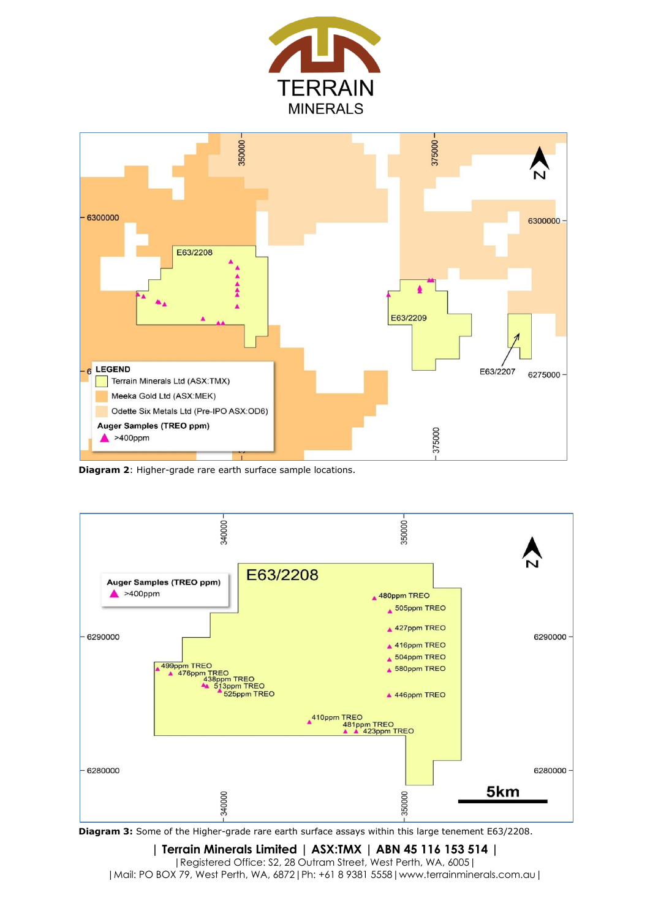**Diagram 2**: Higher-grade rare earth surface sample locations.

**Diagram 3:** Some of the Higher-grade rare earth surface assays within this large tenement E63/2208.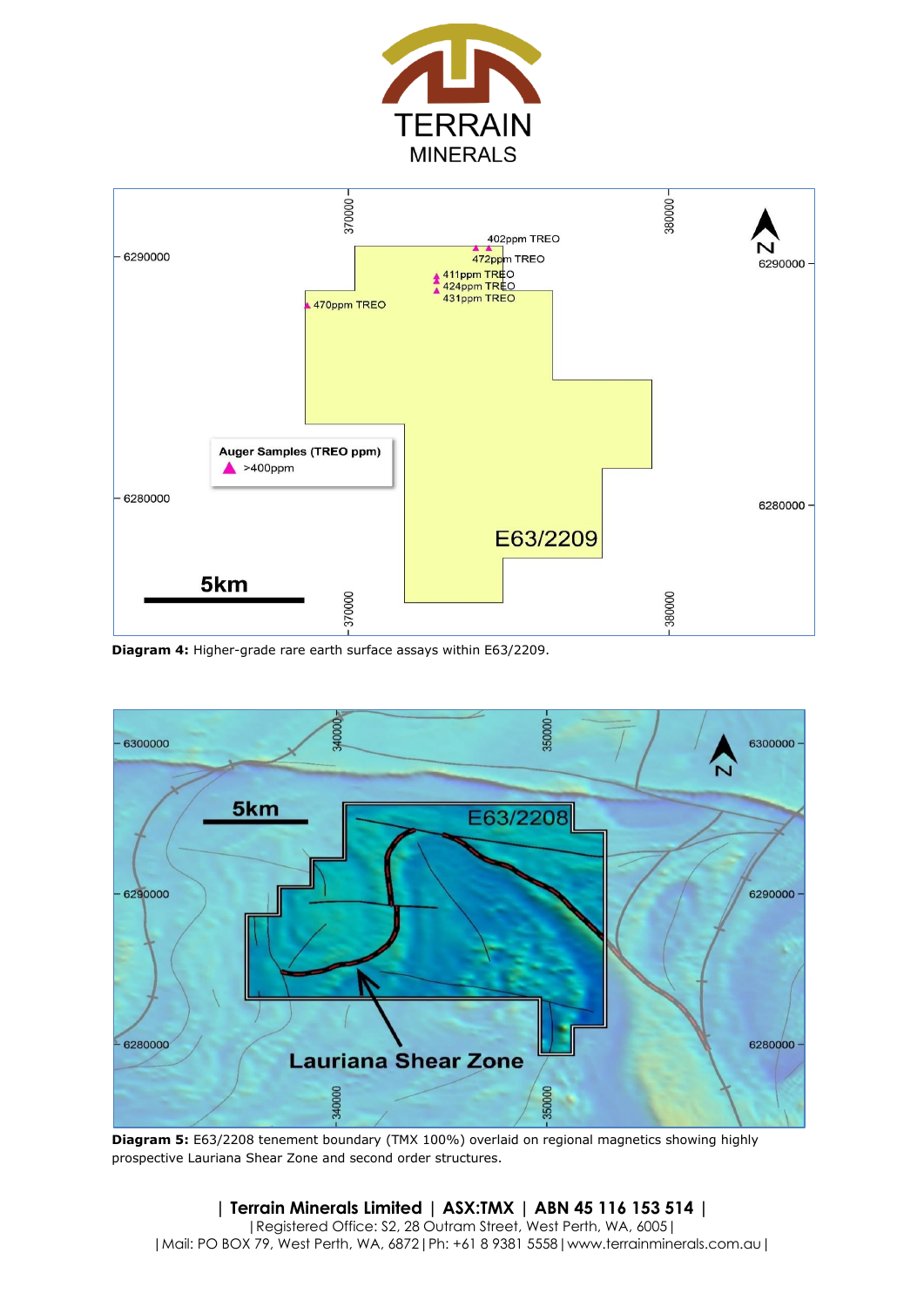**Diagram 4:** Higher-grade rare earth surface assays within E63/2209.

**Diagram 5:** E63/2208 tenement boundary (TMX 100%) overlaid on regional magnetics showing highly prospective Lauriana Shear Zone and second order structures.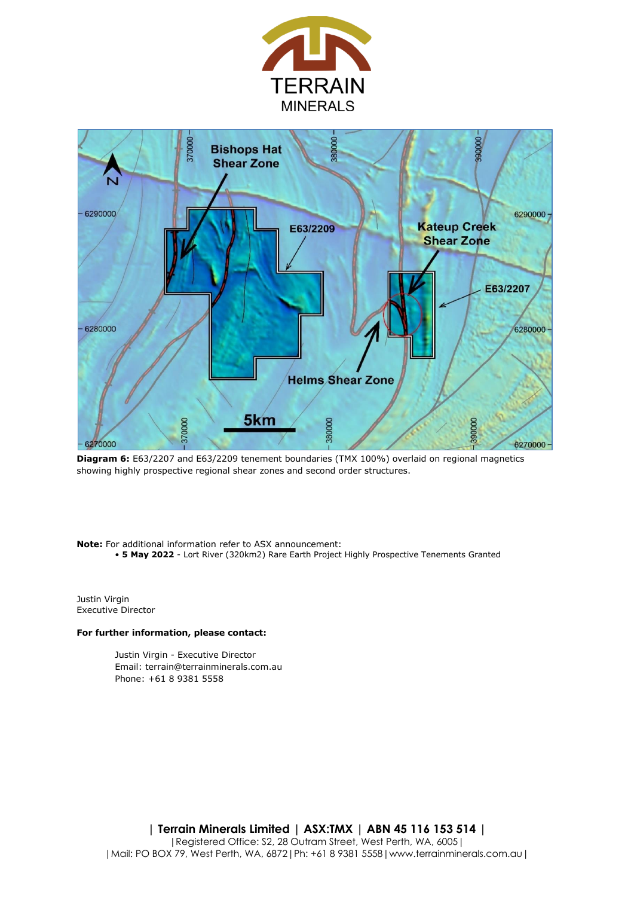**Diagram 6:** E63/2207 and E63/2209 tenement boundaries (TMX 100%) overlaid on regional magnetics showing highly prospective regional shear zones and second order structures.

**Note:** For additional information refer to ASX announcement:

- **5 May 2022** - Lort River (320km2) Rare Earth Project Highly Prospective Tenements Granted

Justin Virgin
Executive Director

**For further information, please contact:**

Justin Virgin - Executive Director
Email: terrain@terrainminerals.com.au
Phone: +61 8 9381 5558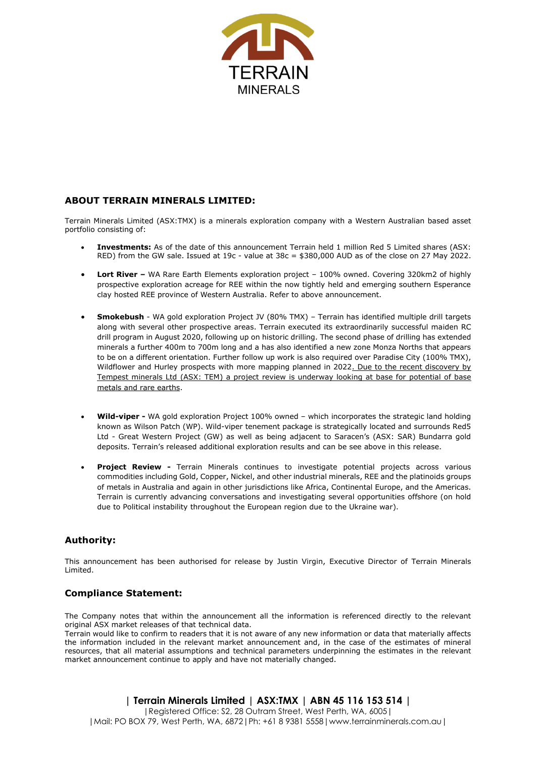## ABOUT TERRAIN MINERALS LIMITED:

Terrain Minerals Limited (ASX:TMX) is a minerals exploration company with a Western Australian based asset portfolio consisting of:

- **Investments:** As of the date of this announcement Terrain held 1 million Red 5 Limited shares (ASX: RED) from the GW sale. Issued at 19c - value at 38c = $380,000 AUD as of the close on 27 May 2022.
- **Lort River –** WA Rare Earth Elements exploration project – 100% owned. Covering 320km2 of highly prospective exploration acreage for REE within the now tightly held and emerging southern Esperance clay hosted REE province of Western Australia. Refer to above announcement.
- **Smokebush** - WA gold exploration Project JV (80% TMX) – Terrain has identified multiple drill targets along with several other prospective areas. Terrain executed its extraordinarily successful maiden RC drill program in August 2020, following up on historic drilling. The second phase of drilling has extended minerals a further 400m to 700m long and a has also identified a new zone Monza Norths that appears to be on a different orientation. Further follow up work is also required over Paradise City (100% TMX), Wildflower and Hurley prospects with more mapping planned in 2022. Due to the recent discovery by Tempest minerals Ltd (ASX: TEM) a project review is underway looking at base for potential of base metals and rare earths.
- **Wild-viper -** WA gold exploration Project 100% owned – which incorporates the strategic land holding known as Wilson Patch (WP). Wild-viper tenement package is strategically located and surrounds Red5 Ltd - Great Western Project (GW) as well as being adjacent to Saracen's (ASX: SAR) Bundarra gold deposits. Terrain's released additional exploration results and can be see above in this release.
- **Project Review -** Terrain Minerals continues to investigate potential projects across various commodities including Gold, Copper, Nickel, and other industrial minerals, REE and the platinoids groups of metals in Australia and again in other jurisdictions like Africa, Continental Europe, and the Americas. Terrain is currently advancing conversations and investigating several opportunities offshore (on hold due to Political instability throughout the European region due to the Ukraine war).

## Authority:

This announcement has been authorised for release by Justin Virgin, Executive Director of Terrain Minerals Limited.

## Compliance Statement:

The Company notes that within the announcement all the information is referenced directly to the relevant original ASX market releases of that technical data.
Terrain would like to confirm to readers that it is not aware of any new information or data that materially affects the information included in the relevant market announcement and, in the case of the estimates of mineral resources, that all material assumptions and technical parameters underpinning the estimates in the relevant market announcement continue to apply and have not materially changed.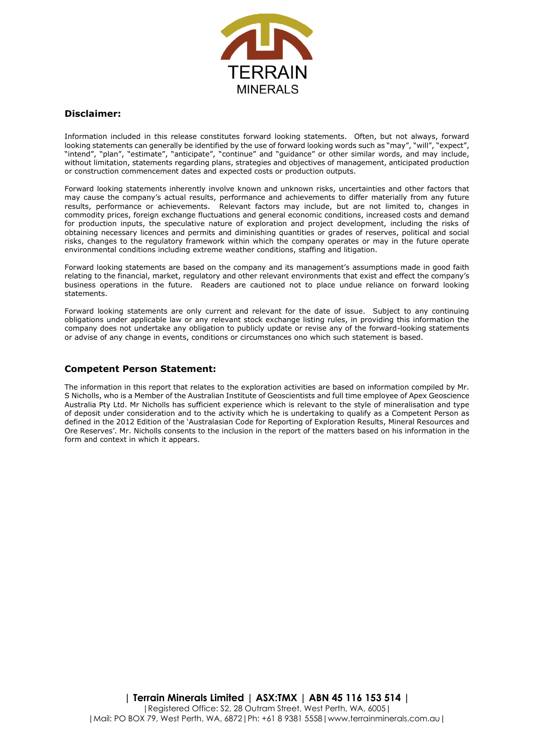TERRAIN MINERALS

## Disclaimer:

Information included in this release constitutes forward looking statements. Often, but not always, forward looking statements can generally be identified by the use of forward looking words such as "may", "will", "expect", "intend", "plan", "estimate", "anticipate", "continue" and "guidance" or other similar words, and may include, without limitation, statements regarding plans, strategies and objectives of management, anticipated production or construction commencement dates and expected costs or production outputs.

Forward looking statements inherently involve known and unknown risks, uncertainties and other factors that may cause the company's actual results, performance and achievements to differ materially from any future results, performance or achievements. Relevant factors may include, but are not limited to, changes in commodity prices, foreign exchange fluctuations and general economic conditions, increased costs and demand for production inputs, the speculative nature of exploration and project development, including the risks of obtaining necessary licences and permits and diminishing quantities or grades of reserves, political and social risks, changes to the regulatory framework within which the company operates or may in the future operate environmental conditions including extreme weather conditions, staffing and litigation.

Forward looking statements are based on the company and its management's assumptions made in good faith relating to the financial, market, regulatory and other relevant environments that exist and effect the company's business operations in the future. Readers are cautioned not to place undue reliance on forward looking statements.

Forward looking statements are only current and relevant for the date of issue. Subject to any continuing obligations under applicable law or any relevant stock exchange listing rules, in providing this information the company does not undertake any obligation to publicly update or revise any of the forward-looking statements or advise of any change in events, conditions or circumstances ono which such statement is based.

## Competent Person Statement:

The information in this report that relates to the exploration activities are based on information compiled by Mr. S Nicholls, who is a Member of the Australian Institute of Geoscientists and full time employee of Apex Geoscience Australia Pty Ltd. Mr Nicholls has sufficient experience which is relevant to the style of mineralisation and type of deposit under consideration and to the activity which he is undertaking to qualify as a Competent Person as defined in the 2012 Edition of the 'Australasian Code for Reporting of Exploration Results, Mineral Resources and Ore Reserves'. Mr. Nicholls consents to the inclusion in the report of the matters based on his information in the form and context in which it appears.

**| Terrain Minerals Limited | ASX:TMX | ABN 45 116 153 514 |**
| Registered Office: S2, 28 Outram Street, West Perth, WA, 6005 |
| Mail: PO BOX 79, West Perth, WA, 6872 | Ph: +61 8 9381 5558 | www.terrainminerals.com.au |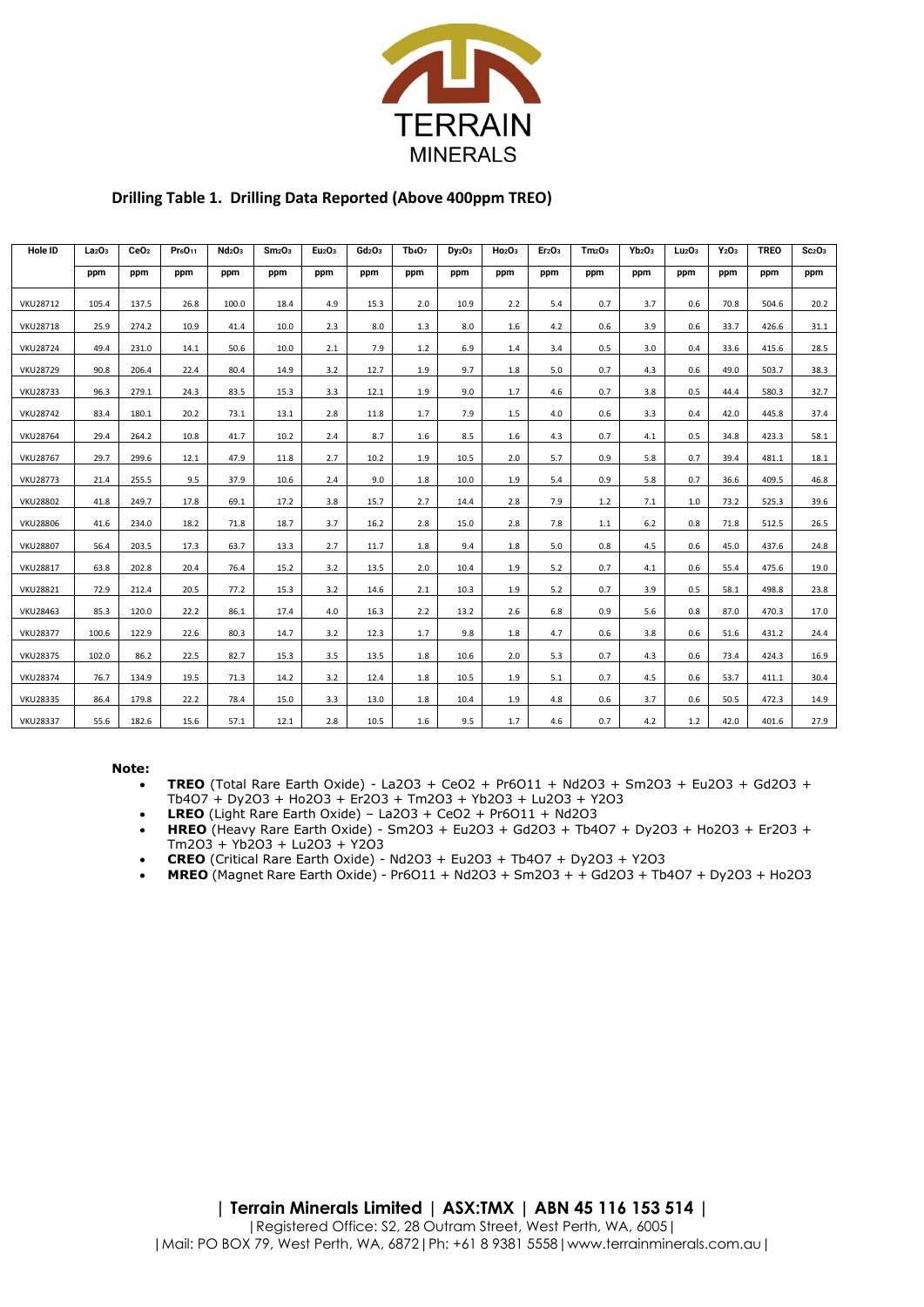## Drilling Table 1. Drilling Data Reported (Above 400ppm TREO)

| Hole ID | $La_2O_3$ | $CeO_2$ | $Pr_6O_{11}$ | $Nd_2O_3$ | $Sm_2O_3$ | $Eu_2O_3$ | $Gd_2O_3$ | $Tb_4O_7$ | $Dy_2O_3$ | $Ho_2O_3$ | $Er_2O_3$ | $Tm_2O_3$ | $Yb_2O_3$ | $Lu_2O_3$ | $Y_2O_3$ | TREO | $Sc_2O_3$ |
|---|---|---|---|---|---|---|---|---|---|---|---|---|---|---|---|---|---|
| | ppm | ppm | ppm | ppm | ppm | ppm | ppm | ppm | ppm | ppm | ppm | ppm | ppm | ppm | ppm | ppm | ppm |
| VKU28712 | 105.4 | 137.5 | 26.8 | 100.0 | 18.4 | 4.9 | 15.3 | 2.0 | 10.9 | 2.2 | 5.4 | 0.7 | 3.7 | 0.6 | 70.8 | 504.6 | 20.2 |
| VKU28718 | 25.9 | 274.2 | 10.9 | 41.4 | 10.0 | 2.3 | 8.0 | 1.3 | 8.0 | 1.6 | 4.2 | 0.6 | 3.9 | 0.6 | 33.7 | 426.6 | 31.1 |
| VKU28724 | 49.4 | 231.0 | 14.1 | 50.6 | 10.0 | 2.1 | 7.9 | 1.2 | 6.9 | 1.4 | 3.4 | 0.5 | 3.0 | 0.4 | 33.6 | 415.6 | 28.5 |
| VKU28729 | 90.8 | 206.4 | 22.4 | 80.4 | 14.9 | 3.2 | 12.7 | 1.9 | 9.7 | 1.8 | 5.0 | 0.7 | 4.3 | 0.6 | 49.0 | 503.7 | 38.3 |
| VKU28733 | 96.3 | 279.1 | 24.3 | 83.5 | 15.3 | 3.3 | 12.1 | 1.9 | 9.0 | 1.7 | 4.6 | 0.7 | 3.8 | 0.5 | 44.4 | 580.3 | 32.7 |
| VKU28742 | 83.4 | 180.1 | 20.2 | 73.1 | 13.1 | 2.8 | 11.8 | 1.7 | 7.9 | 1.5 | 4.0 | 0.6 | 3.3 | 0.4 | 42.0 | 445.8 | 37.4 |
| VKU28764 | 29.4 | 264.2 | 10.8 | 41.7 | 10.2 | 2.4 | 8.7 | 1.6 | 8.5 | 1.6 | 4.3 | 0.7 | 4.1 | 0.5 | 34.8 | 423.3 | 58.1 |
| VKU28767 | 29.7 | 299.6 | 12.1 | 47.9 | 11.8 | 2.7 | 10.2 | 1.9 | 10.5 | 2.0 | 5.7 | 0.9 | 5.8 | 0.7 | 39.4 | 481.1 | 18.1 |
| VKU28773 | 21.4 | 255.5 | 9.5 | 37.9 | 10.6 | 2.4 | 9.0 | 1.8 | 10.0 | 1.9 | 5.4 | 0.9 | 5.8 | 0.7 | 36.6 | 409.5 | 46.8 |
| VKU28802 | 41.8 | 249.7 | 17.8 | 69.1 | 17.2 | 3.8 | 15.7 | 2.7 | 14.4 | 2.8 | 7.9 | 1.2 | 7.1 | 1.0 | 73.2 | 525.3 | 39.6 |
| VKU28806 | 41.6 | 234.0 | 18.2 | 71.8 | 18.7 | 3.7 | 16.2 | 2.8 | 15.0 | 2.8 | 7.8 | 1.1 | 6.2 | 0.8 | 71.8 | 512.5 | 26.5 |
| VKU28807 | 56.4 | 203.5 | 17.3 | 63.7 | 13.3 | 2.7 | 11.7 | 1.8 | 9.4 | 1.8 | 5.0 | 0.8 | 4.5 | 0.6 | 45.0 | 437.6 | 24.8 |
| VKU28817 | 63.8 | 202.8 | 20.4 | 76.4 | 15.2 | 3.2 | 13.5 | 2.0 | 10.4 | 1.9 | 5.2 | 0.7 | 4.1 | 0.6 | 55.4 | 475.6 | 19.0 |
| VKU28821 | 72.9 | 212.4 | 20.5 | 77.2 | 15.3 | 3.2 | 14.6 | 2.1 | 10.3 | 1.9 | 5.2 | 0.7 | 3.9 | 0.5 | 58.1 | 498.8 | 23.8 |
| VKU28463 | 85.3 | 120.0 | 22.2 | 86.1 | 17.4 | 4.0 | 16.3 | 2.2 | 13.2 | 2.6 | 6.8 | 0.9 | 5.6 | 0.8 | 87.0 | 470.3 | 17.0 |
| VKU28377 | 100.6 | 122.9 | 22.6 | 80.3 | 14.7 | 3.2 | 12.3 | 1.7 | 9.8 | 1.8 | 4.7 | 0.6 | 3.8 | 0.6 | 51.6 | 431.2 | 24.4 |
| VKU28375 | 102.0 | 86.2 | 22.5 | 82.7 | 15.3 | 3.5 | 13.5 | 1.8 | 10.6 | 2.0 | 5.3 | 0.7 | 4.3 | 0.6 | 73.4 | 424.3 | 16.9 |
| VKU28374 | 76.7 | 134.9 | 19.5 | 71.3 | 14.2 | 3.2 | 12.4 | 1.8 | 10.5 | 1.9 | 5.1 | 0.7 | 4.5 | 0.6 | 53.7 | 411.1 | 30.4 |
| VKU28335 | 86.4 | 179.8 | 22.2 | 78.4 | 15.0 | 3.3 | 13.0 | 1.8 | 10.4 | 1.9 | 4.8 | 0.6 | 3.7 | 0.6 | 50.5 | 472.3 | 14.9 |
| VKU28337 | 55.6 | 182.6 | 15.6 | 57.1 | 12.1 | 2.8 | 10.5 | 1.6 | 9.5 | 1.7 | 4.6 | 0.7 | 4.2 | 1.2 | 42.0 | 401.6 | 27.9 |

**Note:**

- **TREO** (Total Rare Earth Oxide) - La2O3 + CeO2 + Pr6O11 + Nd2O3 + Sm2O3 + Eu2O3 + Gd2O3 + Tb4O7 + Dy2O3 + Ho2O3 + Er2O3 + Tm2O3 + Yb2O3 + Lu2O3 + Y2O3
- **LREO** (Light Rare Earth Oxide) – La2O3 + CeO2 + Pr6O11 + Nd2O3
- **HREO** (Heavy Rare Earth Oxide) - Sm2O3 + Eu2O3 + Gd2O3 + Tb4O7 + Dy2O3 + Ho2O3 + Er2O3 + Tm2O3 + Yb2O3 + Lu2O3 + Y2O3
- **CREO** (Critical Rare Earth Oxide) - Nd2O3 + Eu2O3 + Tb4O7 + Dy2O3 + Y2O3
- **MREO** (Magnet Rare Earth Oxide) - Pr6O11 + Nd2O3 + Sm2O3 + + Gd2O3 + Tb4O7 + Dy2O3 + Ho2O3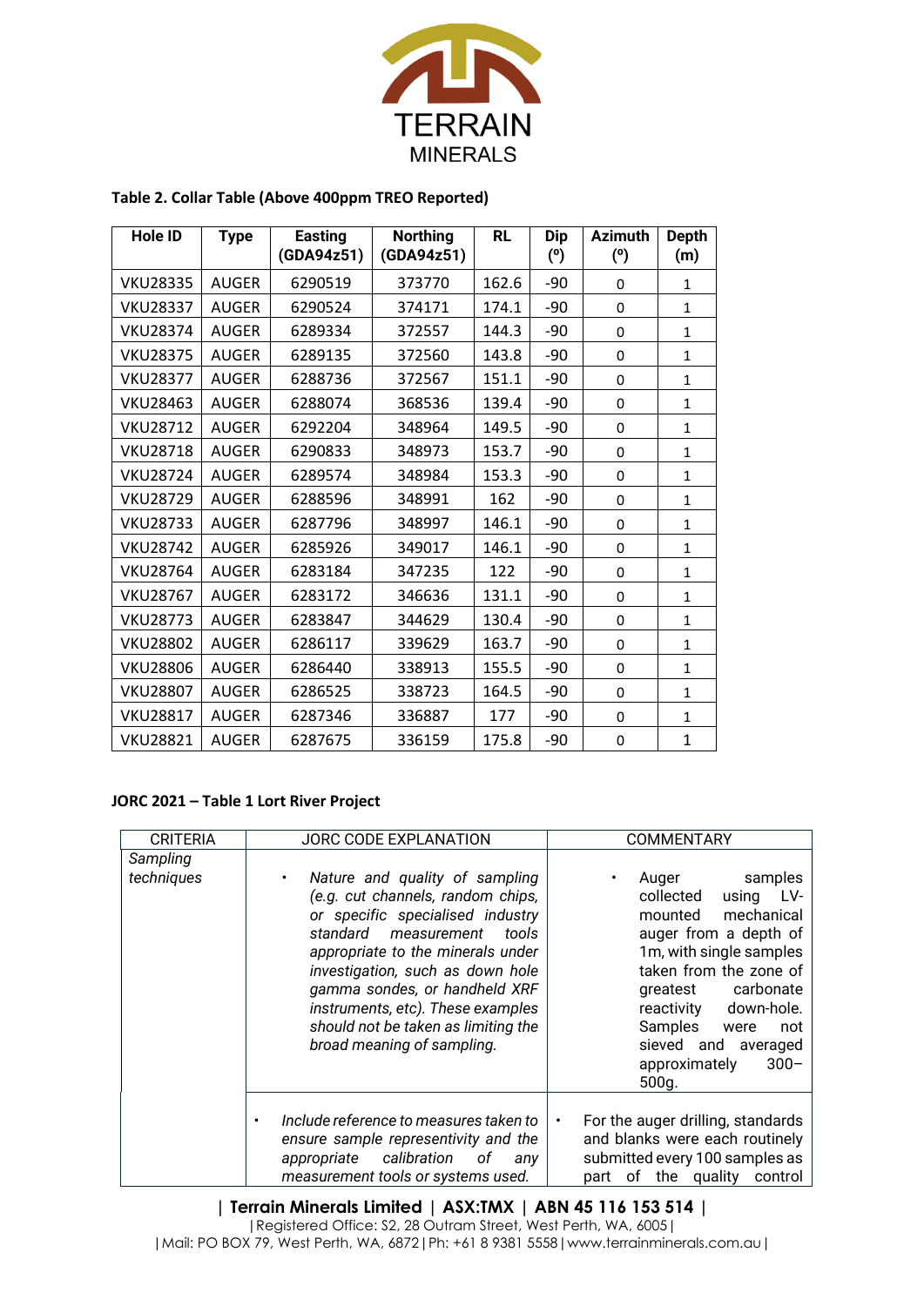**Table 2. Collar Table (Above 400ppm TREO Reported)**

| Hole ID | Type | Easting (GDA94z51) | Northing (GDA94z51) | RL | Dip (º) | Azimuth (º) | Depth (m) |
|---|---|---|---|---|---|---|---|
| VKU28335 | AUGER | 6290519 | 373770 | 162.6 | -90 | 0 | 1 |
| VKU28337 | AUGER | 6290524 | 374171 | 174.1 | -90 | 0 | 1 |
| VKU28374 | AUGER | 6289334 | 372557 | 144.3 | -90 | 0 | 1 |
| VKU28375 | AUGER | 6289135 | 372560 | 143.8 | -90 | 0 | 1 |
| VKU28377 | AUGER | 6288736 | 372567 | 151.1 | -90 | 0 | 1 |
| VKU28463 | AUGER | 6288074 | 368536 | 139.4 | -90 | 0 | 1 |
| VKU28712 | AUGER | 6292204 | 348964 | 149.5 | -90 | 0 | 1 |
| VKU28718 | AUGER | 6290833 | 348973 | 153.7 | -90 | 0 | 1 |
| VKU28724 | AUGER | 6289574 | 348984 | 153.3 | -90 | 0 | 1 |
| VKU28729 | AUGER | 6288596 | 348991 | 162 | -90 | 0 | 1 |
| VKU28733 | AUGER | 6287796 | 348997 | 146.1 | -90 | 0 | 1 |
| VKU28742 | AUGER | 6285926 | 349017 | 146.1 | -90 | 0 | 1 |
| VKU28764 | AUGER | 6283184 | 347235 | 122 | -90 | 0 | 1 |
| VKU28767 | AUGER | 6283172 | 346636 | 131.1 | -90 | 0 | 1 |
| VKU28773 | AUGER | 6283847 | 344629 | 130.4 | -90 | 0 | 1 |
| VKU28802 | AUGER | 6286117 | 339629 | 163.7 | -90 | 0 | 1 |
| VKU28806 | AUGER | 6286440 | 338913 | 155.5 | -90 | 0 | 1 |
| VKU28807 | AUGER | 6286525 | 338723 | 164.5 | -90 | 0 | 1 |
| VKU28817 | AUGER | 6287346 | 336887 | 177 | -90 | 0 | 1 |
| VKU28821 | AUGER | 6287675 | 336159 | 175.8 | -90 | 0 | 1 |

**JORC 2021 – Table 1 Lort River Project**

| CRITERIA | JORC CODE EXPLANATION | COMMENTARY |
|---|---|---|
| *Sampling techniques* | • *Nature and quality of sampling (e.g. cut channels, random chips, or specific specialised industry standard measurement tools appropriate to the minerals under investigation, such as down hole gamma sondes, or handheld XRF instruments, etc). These examples should not be taken as limiting the broad meaning of sampling.* | • Auger samples collected using LV-mounted mechanical auger from a depth of 1m, with single samples taken from the zone of greatest carbonate reactivity down-hole. Samples were not sieved and averaged approximately 300–500g. |
| | • *Include reference to measures taken to ensure sample representivity and the appropriate calibration of any measurement tools or systems used.* | • For the auger drilling, standards and blanks were each routinely submitted every 100 samples as part of the quality control |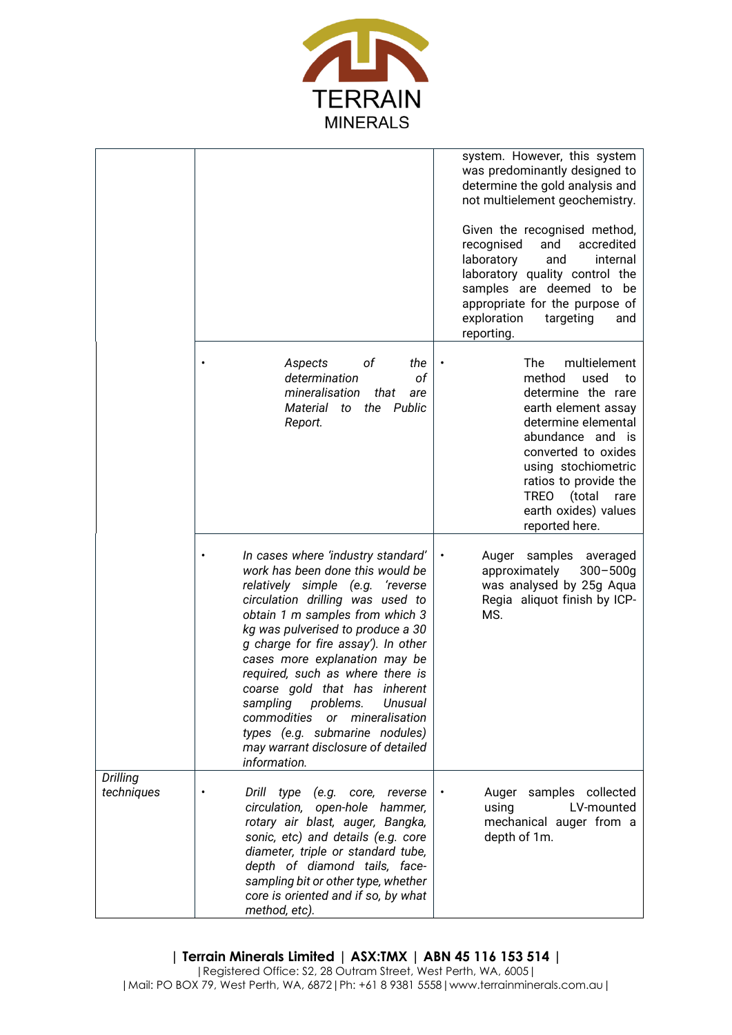| | | |
|---|---|---|
| | | system. However, this system was predominantly designed to determine the gold analysis and not multielement geochemistry.<br><br>Given the recognised method, recognised and accredited laboratory and internal laboratory quality control the samples are deemed to be appropriate for the purpose of exploration targeting and reporting. |
| | • *Aspects of the determination of mineralisation that are Material to the Public Report.* | • The multielement method used to determine the rare earth element assay determine elemental abundance and is converted to oxides using stochiometric ratios to provide the TREO (total rare earth oxides) values reported here. |
| | • *In cases where 'industry standard' work has been done this would be relatively simple (e.g. 'reverse circulation drilling was used to obtain 1 m samples from which 3 kg was pulverised to produce a 30 g charge for fire assay'). In other cases more explanation may be required, such as where there is coarse gold that has inherent sampling problems. Unusual commodities or mineralisation types (e.g. submarine nodules) may warrant disclosure of detailed information.* | • Auger samples averaged approximately 300–500g was analysed by 25g Aqua Regia aliquot finish by ICP-MS. |
| *Drilling techniques* | • *Drill type (e.g. core, reverse circulation, open-hole hammer, rotary air blast, auger, Bangka, sonic, etc) and details (e.g. core diameter, triple or standard tube, depth of diamond tails, face-sampling bit or other type, whether core is oriented and if so, by what method, etc).* | • Auger samples collected using LV-mounted mechanical auger from a depth of 1m. |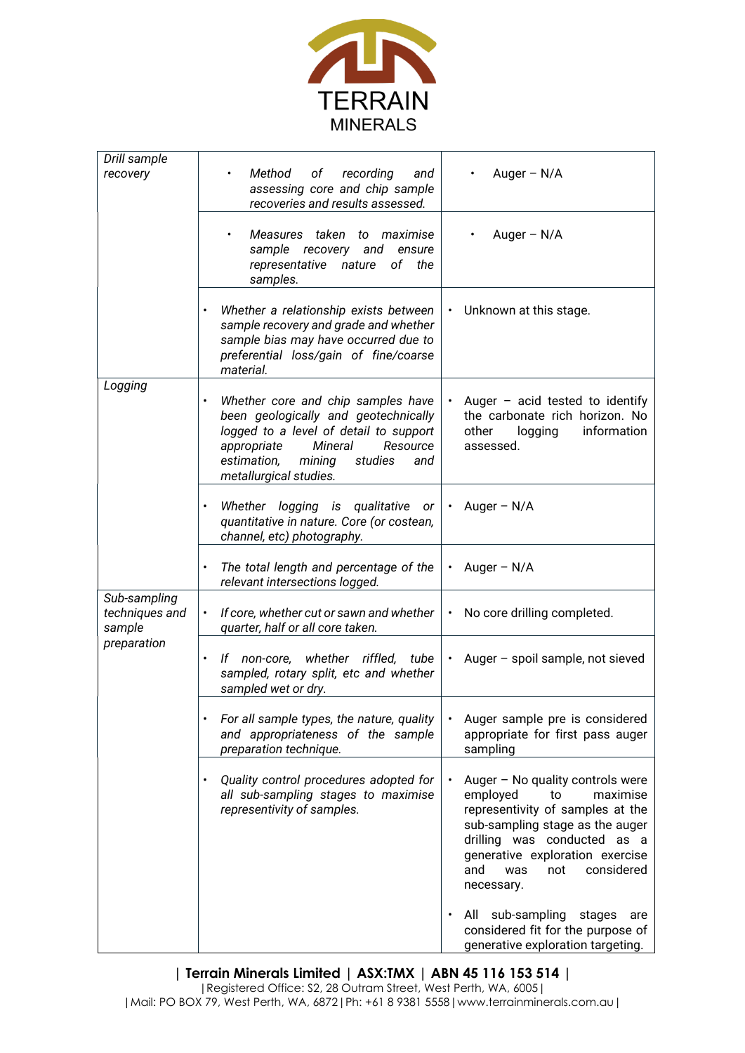| *Drill sample recovery* | • *Method of recording and assessing core and chip sample recoveries and results assessed.* | • Auger – N/A |
|---|---|---|
| | • *Measures taken to maximise sample recovery and ensure representative nature of the samples.* | • Auger – N/A |
| | • *Whether a relationship exists between sample recovery and grade and whether sample bias may have occurred due to preferential loss/gain of fine/coarse material.* | • Unknown at this stage. |
| *Logging* | • *Whether core and chip samples have been geologically and geotechnically logged to a level of detail to support appropriate Mineral Resource estimation, mining studies and metallurgical studies.* | • Auger – acid tested to identify the carbonate rich horizon. No other logging information assessed. |
| | • *Whether logging is qualitative or quantitative in nature. Core (or costean, channel, etc) photography.* | • Auger – N/A |
| | • *The total length and percentage of the relevant intersections logged.* | • Auger – N/A |
| *Sub-sampling techniques and sample preparation* | • *If core, whether cut or sawn and whether quarter, half or all core taken.* | • No core drilling completed. |
| | • *If non-core, whether riffled, tube sampled, rotary split, etc and whether sampled wet or dry.* | • Auger – spoil sample, not sieved |
| | • *For all sample types, the nature, quality and appropriateness of the sample preparation technique.* | • Auger sample pre is considered appropriate for first pass auger sampling |
| | • *Quality control procedures adopted for all sub-sampling stages to maximise representivity of samples.* | • Auger – No quality controls were employed to maximise representivity of samples at the sub-sampling stage as the auger drilling was conducted as a generative exploration exercise and was not considered necessary.<br>• All sub-sampling stages are considered fit for the purpose of generative exploration targeting. |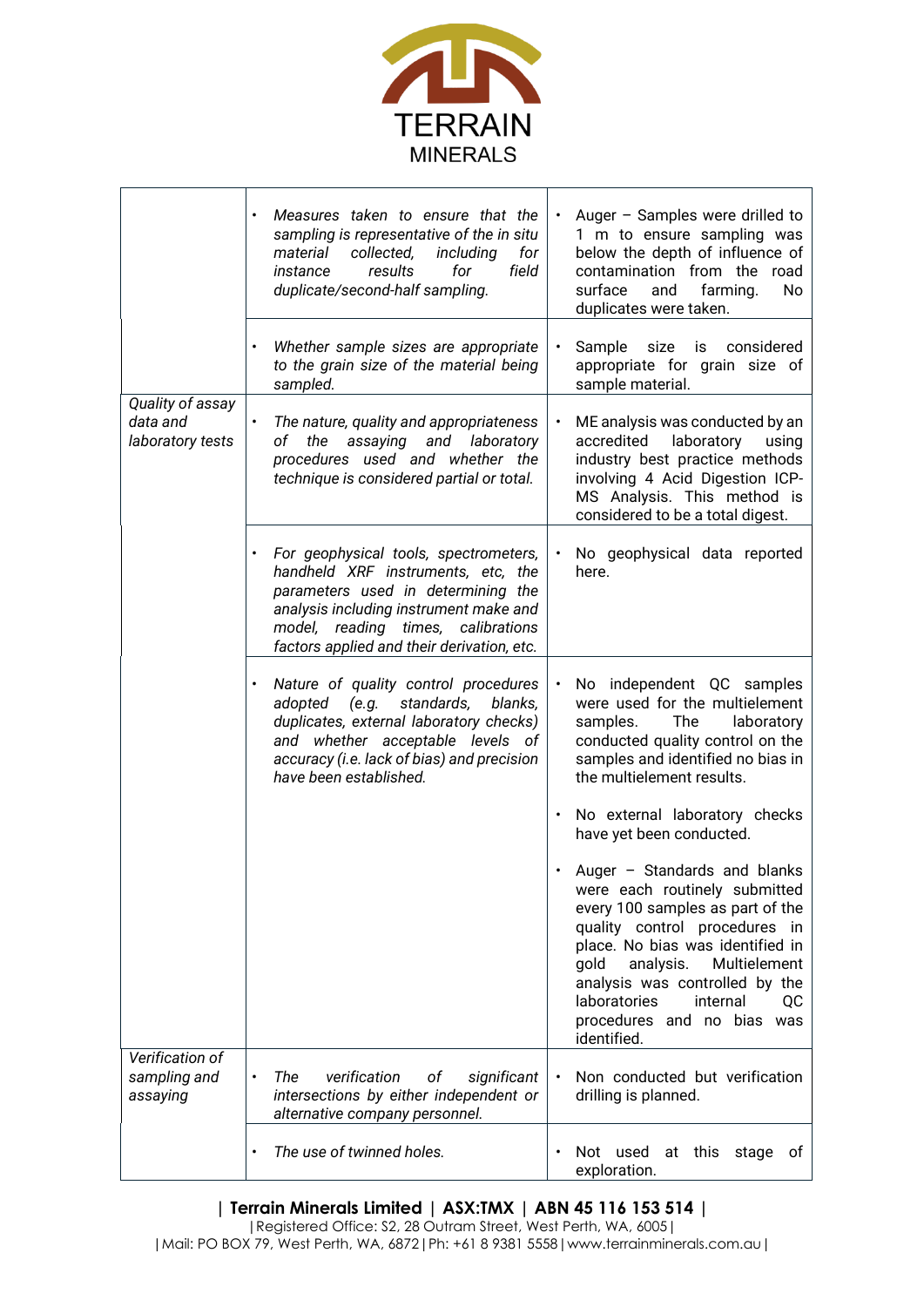| | | |
|---|---|---|
| | • *Measures taken to ensure that the sampling is representative of the in situ material collected, including for instance results for field duplicate/second-half sampling.* | • Auger – Samples were drilled to 1 m to ensure sampling was below the depth of influence of contamination from the road surface and farming. No duplicates were taken. |
| | • *Whether sample sizes are appropriate to the grain size of the material being sampled.* | • Sample size is considered appropriate for grain size of sample material. |
| *Quality of assay data and laboratory tests* | • *The nature, quality and appropriateness of the assaying and laboratory procedures used and whether the technique is considered partial or total.* | • ME analysis was conducted by an accredited laboratory using industry best practice methods involving 4 Acid Digestion ICP-MS Analysis. This method is considered to be a total digest. |
| | • *For geophysical tools, spectrometers, handheld XRF instruments, etc, the parameters used in determining the analysis including instrument make and model, reading times, calibrations factors applied and their derivation, etc.* | • No geophysical data reported here. |
| | • *Nature of quality control procedures adopted (e.g. standards, blanks, duplicates, external laboratory checks) and whether acceptable levels of accuracy (i.e. lack of bias) and precision have been established.* | • No independent QC samples were used for the multielement samples. The laboratory conducted quality control on the samples and identified no bias in the multielement results.<br><br>• No external laboratory checks have yet been conducted.<br><br>• Auger – Standards and blanks were each routinely submitted every 100 samples as part of the quality control procedures in place. No bias was identified in gold analysis. Multielement analysis was controlled by the laboratories internal QC procedures and no bias was identified. |
| *Verification of sampling and assaying* | • *The verification of significant intersections by either independent or alternative company personnel.* | • Non conducted but verification drilling is planned. |
| | • *The use of twinned holes.* | • Not used at this stage of exploration. |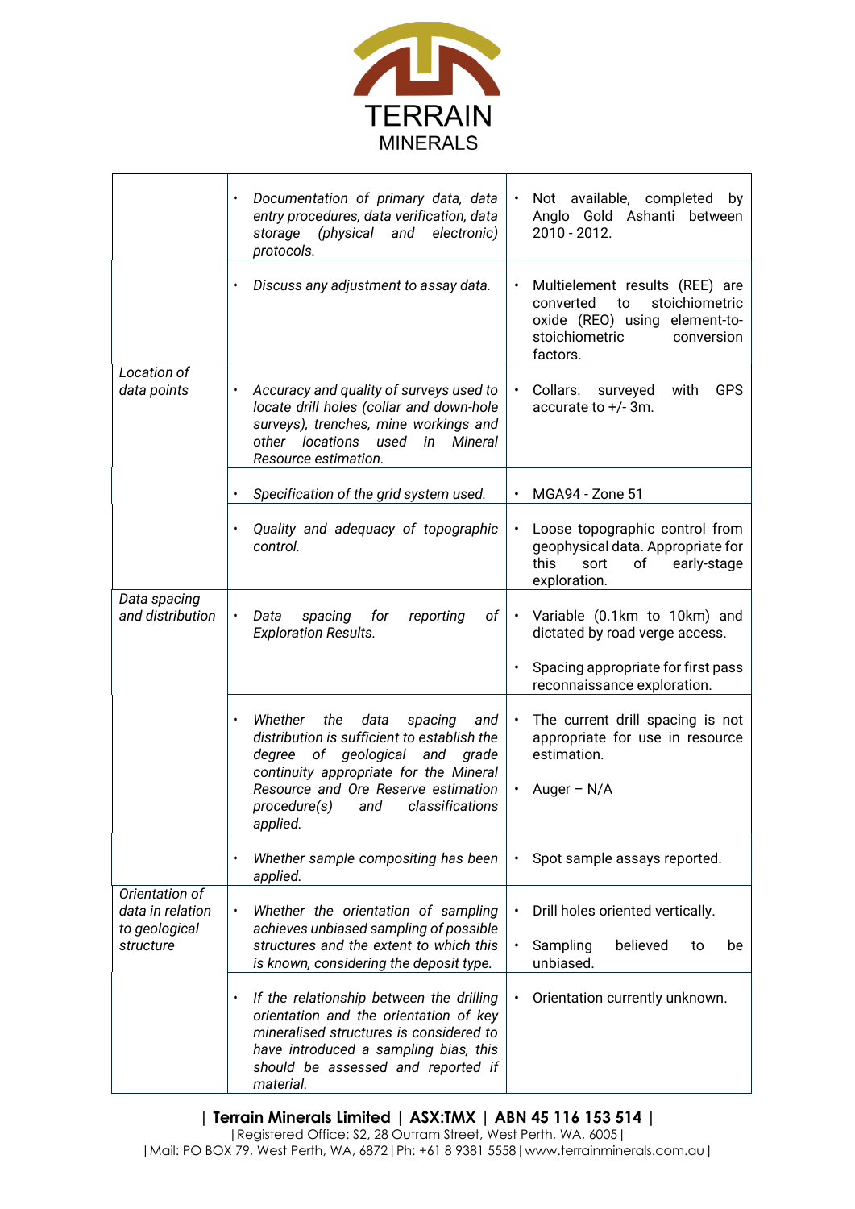| | | |
|---|---|---|
| | • *Documentation of primary data, data entry procedures, data verification, data storage (physical and electronic) protocols.* | • Not available, completed by Anglo Gold Ashanti between 2010 - 2012. |
| | • *Discuss any adjustment to assay data.* | • Multielement results (REE) are converted to stoichiometric oxide (REO) using element-to-stoichiometric conversion factors. |
| *Location of data points* | • *Accuracy and quality of surveys used to locate drill holes (collar and down-hole surveys), trenches, mine workings and other locations used in Mineral Resource estimation.* | • Collars: surveyed with GPS accurate to +/- 3m. |
| | • *Specification of the grid system used.* | • MGA94 - Zone 51 |
| | • *Quality and adequacy of topographic control.* | • Loose topographic control from geophysical data. Appropriate for this sort of early-stage exploration. |
| *Data spacing and distribution* | • *Data spacing for reporting of Exploration Results.* | • Variable (0.1km to 10km) and dictated by road verge access.<br>• Spacing appropriate for first pass reconnaissance exploration. |
| | • *Whether the data spacing and distribution is sufficient to establish the degree of geological and grade continuity appropriate for the Mineral Resource and Ore Reserve estimation procedure(s) and classifications applied.* | • The current drill spacing is not appropriate for use in resource estimation.<br>• Auger – N/A |
| | • *Whether sample compositing has been applied.* | • Spot sample assays reported. |
| *Orientation of data in relation to geological structure* | • *Whether the orientation of sampling achieves unbiased sampling of possible structures and the extent to which this is known, considering the deposit type.* | • Drill holes oriented vertically.<br>• Sampling believed to be unbiased. |
| | • *If the relationship between the drilling orientation and the orientation of key mineralised structures is considered to have introduced a sampling bias, this should be assessed and reported if material.* | • Orientation currently unknown. |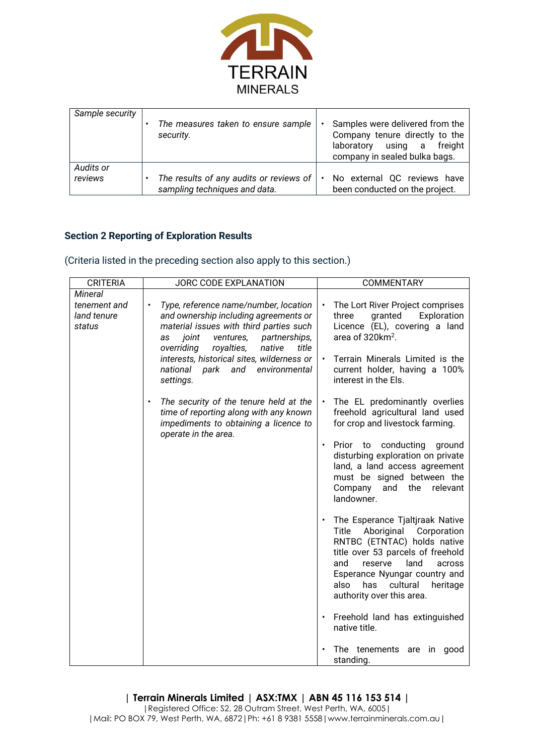| | | |
|---|---|---|
| *Sample security* | • *The measures taken to ensure sample security.* | • Samples were delivered from the Company tenure directly to the laboratory using a freight company in sealed bulka bags. |
| *Audits or reviews* | • *The results of any audits or reviews of sampling techniques and data.* | • No external QC reviews have been conducted on the project. |

## Section 2 Reporting of Exploration Results

(Criteria listed in the preceding section also apply to this section.)

| CRITERIA | JORC CODE EXPLANATION | COMMENTARY |
|---|---|---|
| *Mineral tenement and land tenure status* | • *Type, reference name/number, location and ownership including agreements or material issues with third parties such as joint ventures, partnerships, overriding royalties, native title interests, historical sites, wilderness or national park and environmental settings.*<br><br>• *The security of the tenure held at the time of reporting along with any known impediments to obtaining a licence to operate in the area.* | • The Lort River Project comprises three granted Exploration Licence (EL), covering a land area of 320km$^2$.<br><br>• Terrain Minerals Limited is the current holder, having a 100% interest in the Els.<br><br>• The EL predominantly overlies freehold agricultural land used for crop and livestock farming.<br><br>• Prior to conducting ground disturbing exploration on private land, a land access agreement must be signed between the Company and the relevant landowner.<br><br>• The Esperance Tjaltjraak Native Title Aboriginal Corporation RNTBC (ETNTAC) holds native title over 53 parcels of freehold and reserve land across Esperance Nyungar country and also has cultural heritage authority over this area.<br><br>• Freehold land has extinguished native title.<br><br>• The tenements are in good standing. |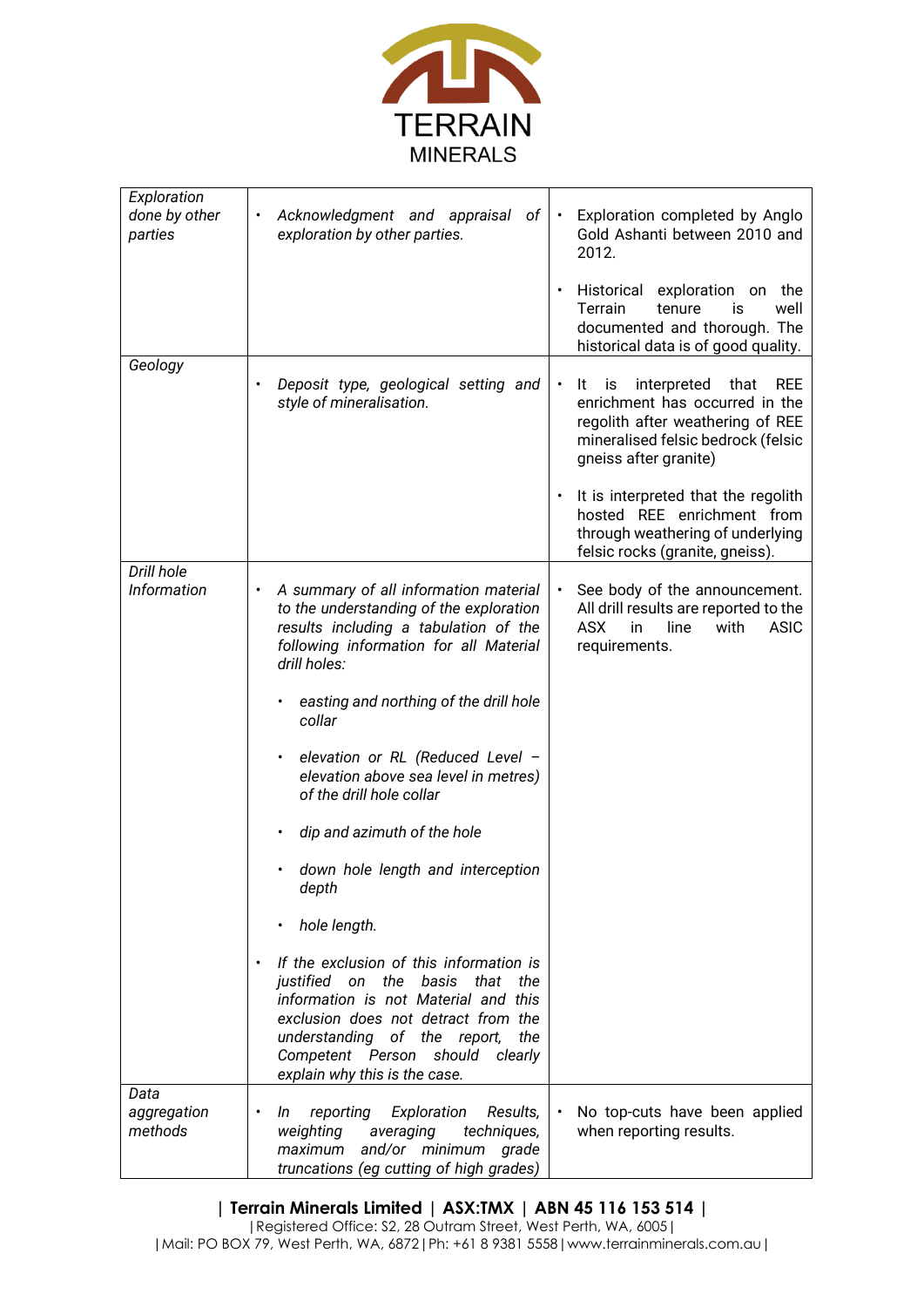| Exploration done by other parties | • *Acknowledgment and appraisal of exploration by other parties.* | • Exploration completed by Anglo Gold Ashanti between 2010 and 2012.<br><br>• Historical exploration on the Terrain tenure is well documented and thorough. The historical data is of good quality. |
|---|---|---|
| Geology | • *Deposit type, geological setting and style of mineralisation.* | • It is interpreted that REE enrichment has occurred in the regolith after weathering of REE mineralised felsic bedrock (felsic gneiss after granite)<br><br>• It is interpreted that the regolith hosted REE enrichment from through weathering of underlying felsic rocks (granite, gneiss). |
| Drill hole Information | • *A summary of all information material to the understanding of the exploration results including a tabulation of the following information for all Material drill holes:*<br><br>• *easting and northing of the drill hole collar*<br><br>• *elevation or RL (Reduced Level – elevation above sea level in metres) of the drill hole collar*<br><br>• *dip and azimuth of the hole*<br><br>• *down hole length and interception depth*<br><br>• *hole length.*<br><br>• *If the exclusion of this information is justified on the basis that the information is not Material and this exclusion does not detract from the understanding of the report, the Competent Person should clearly explain why this is the case.* | • See body of the announcement. All drill results are reported to the ASX in line with ASIC requirements. |
| Data aggregation methods | • *In reporting Exploration Results, weighting averaging techniques, maximum and/or minimum grade truncations (eg cutting of high grades)* | • No top-cuts have been applied when reporting results. |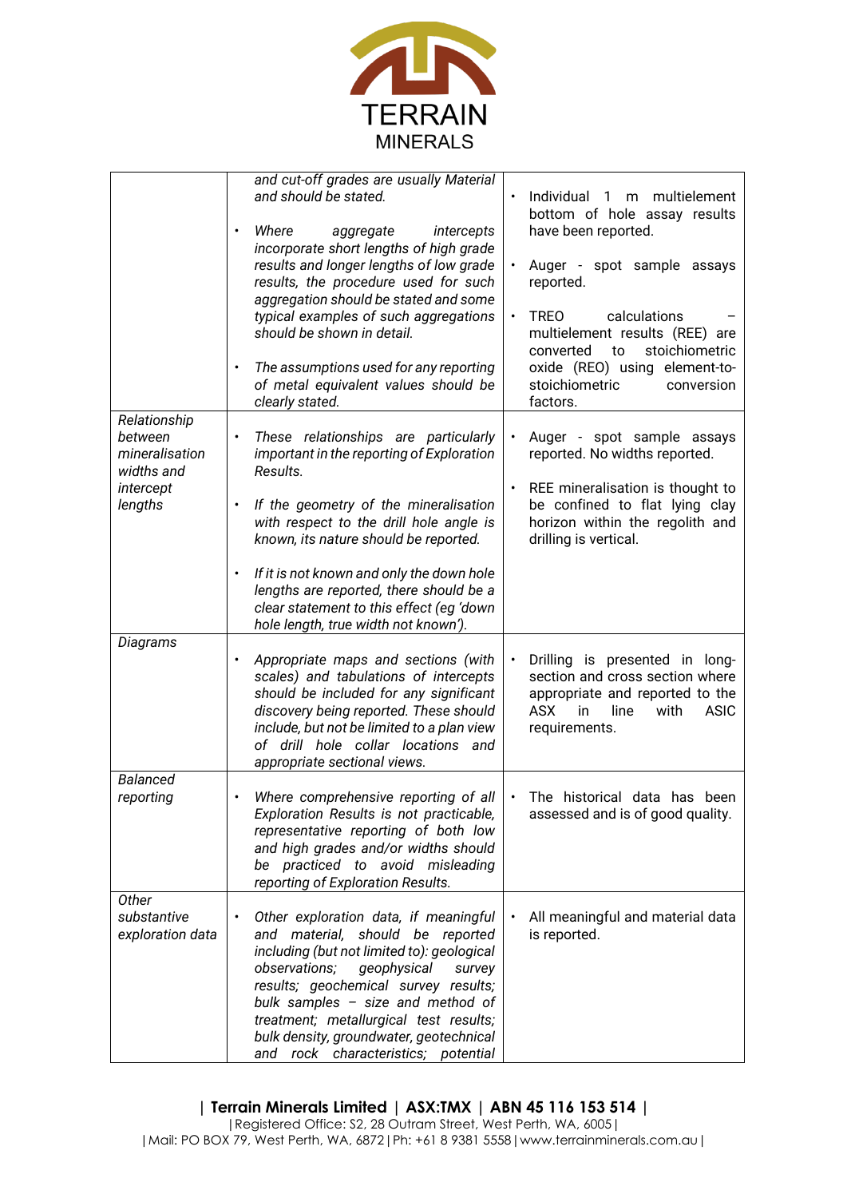| | | |
|---|---|---|
| | *and cut-off grades are usually Material and should be stated.*<br>• *Where aggregate intercepts incorporate short lengths of high grade results and longer lengths of low grade results, the procedure used for such aggregation should be stated and some typical examples of such aggregations should be shown in detail.*<br>• *The assumptions used for any reporting of metal equivalent values should be clearly stated.* | • Individual 1 m multielement bottom of hole assay results have been reported.<br>• Auger - spot sample assays reported.<br>• TREO calculations – multielement results (REE) are converted to stoichiometric oxide (REO) using element-to-stoichiometric conversion factors. |
| *Relationship between mineralisation widths and intercept lengths* | • *These relationships are particularly important in the reporting of Exploration Results.*<br>• *If the geometry of the mineralisation with respect to the drill hole angle is known, its nature should be reported.*<br>• *If it is not known and only the down hole lengths are reported, there should be a clear statement to this effect (eg 'down hole length, true width not known').* | • Auger - spot sample assays reported. No widths reported.<br>• REE mineralisation is thought to be confined to flat lying clay horizon within the regolith and drilling is vertical. |
| *Diagrams* | • *Appropriate maps and sections (with scales) and tabulations of intercepts should be included for any significant discovery being reported. These should include, but not be limited to a plan view of drill hole collar locations and appropriate sectional views.* | • Drilling is presented in long-section and cross section where appropriate and reported to the ASX in line with ASIC requirements. |
| *Balanced reporting* | • *Where comprehensive reporting of all Exploration Results is not practicable, representative reporting of both low and high grades and/or widths should be practiced to avoid misleading reporting of Exploration Results.* | • The historical data has been assessed and is of good quality. |
| *Other substantive exploration data* | • *Other exploration data, if meaningful and material, should be reported including (but not limited to): geological observations; geophysical survey results; geochemical survey results; bulk samples – size and method of treatment; metallurgical test results; bulk density, groundwater, geotechnical and rock characteristics; potential* | • All meaningful and material data is reported. |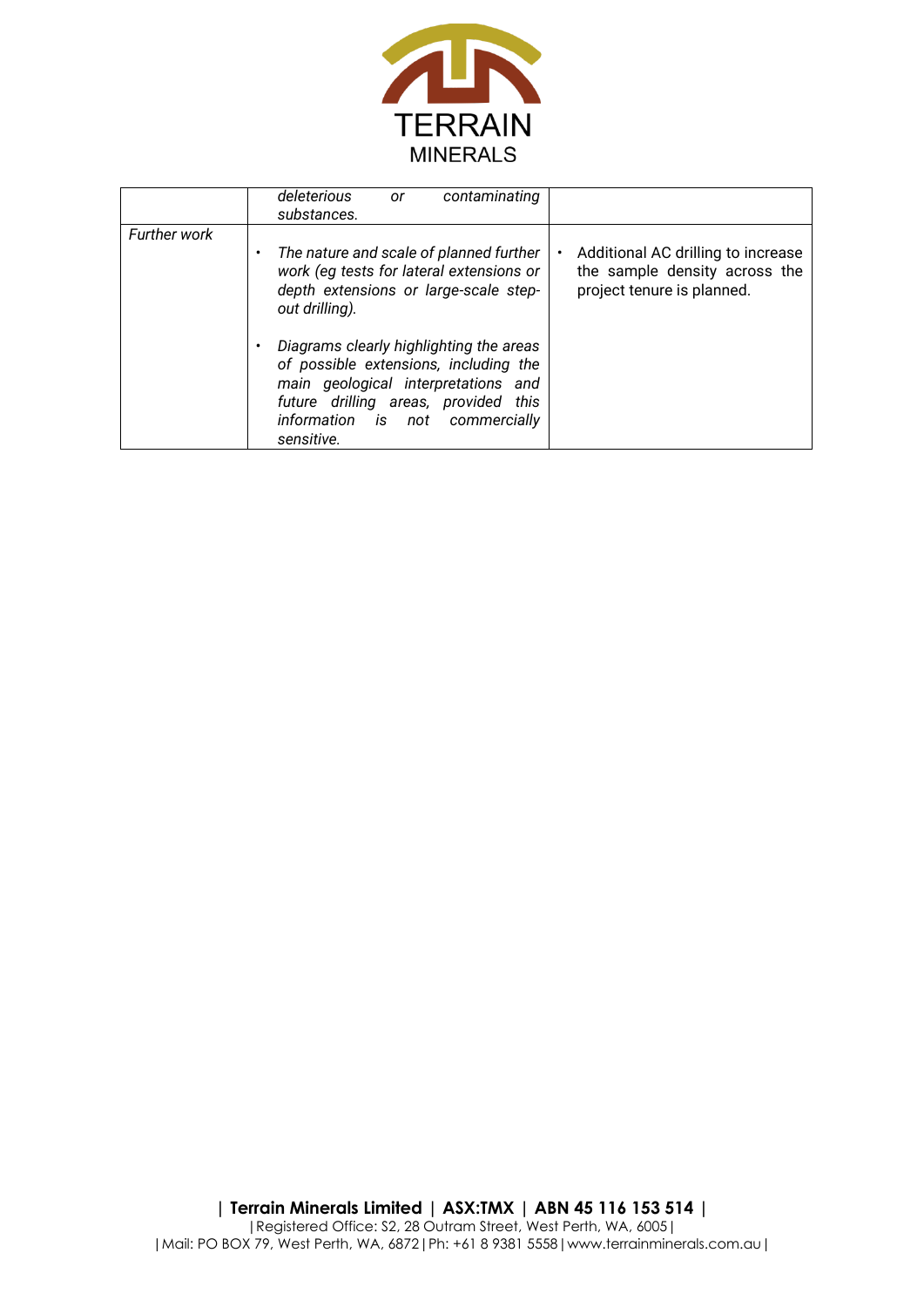| | | |
|---|---|---|
| | *deleterious or contaminating substances.* | |
| *Further work* | • *The nature and scale of planned further work (eg tests for lateral extensions or depth extensions or large-scale step-out drilling).*<br><br>• *Diagrams clearly highlighting the areas of possible extensions, including the main geological interpretations and future drilling areas, provided this information is not commercially sensitive.* | • Additional AC drilling to increase the sample density across the project tenure is planned. |